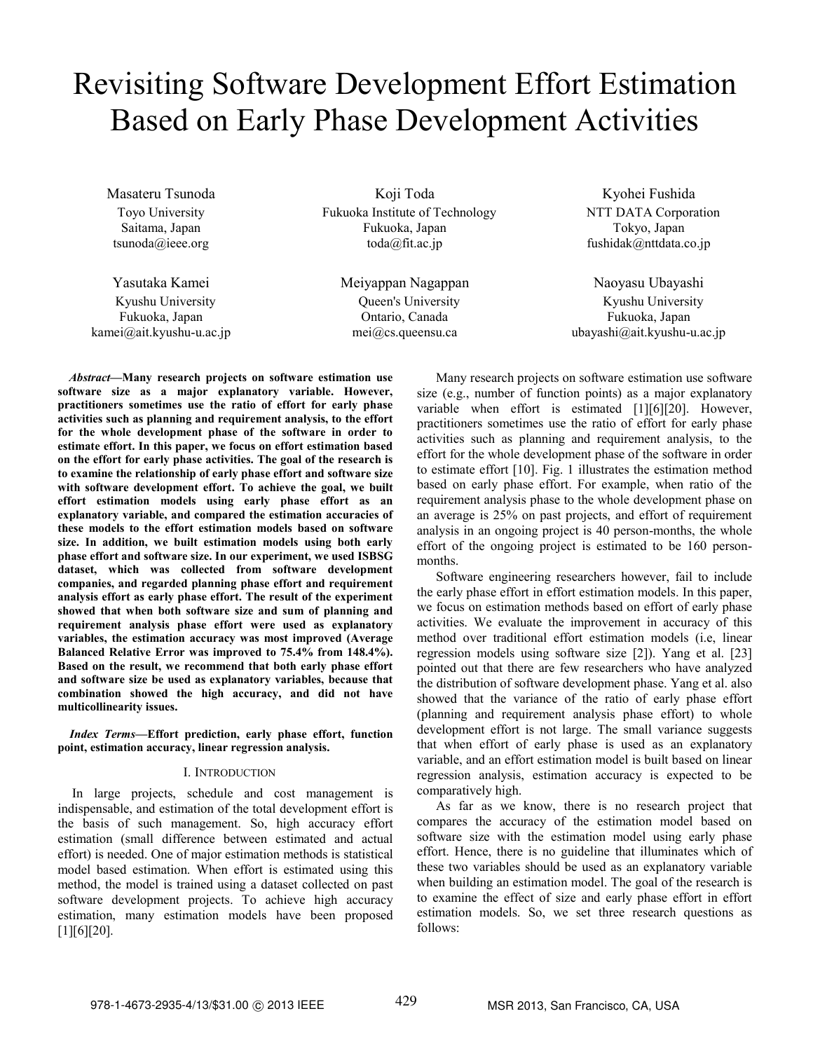# Revisiting Software Development Effort Estimation Based on Early Phase Development Activities

Masateru Tsunoda
Toyo University
Saitama, Japan
tsunoda@ieee.org

Koji Toda
Fukuoka Institute of Technology
Fukuoka, Japan
toda@fit.ac.jp

Kyohei Fushida
NTT DATA Corporation
Tokyo, Japan
fushidak@nttdata.co.jp

Yasutaka Kamei
Kyushu University
Fukuoka, Japan
kamei@ait.kyushu-u.ac.jp

Meiyappan Nagappan
Queen's University
Ontario, Canada
mei@cs.queensu.ca

Naoyasu Ubayashi
Kyushu University
Fukuoka, Japan
ubayashi@ait.kyushu-u.ac.jp

***Abstract*—Many research projects on software estimation use software size as a major explanatory variable. However, practitioners sometimes use the ratio of effort for early phase activities such as planning and requirement analysis, to the effort for the whole development phase of the software in order to estimate effort. In this paper, we focus on effort estimation based on the effort for early phase activities. The goal of the research is to examine the relationship of early phase effort and software size with software development effort. To achieve the goal, we built effort estimation models using early phase effort as an explanatory variable, and compared the estimation accuracies of these models to the effort estimation models based on software size. In addition, we built estimation models using both early phase effort and software size. In our experiment, we used ISBSG dataset, which was collected from software development companies, and regarded planning phase effort and requirement analysis effort as early phase effort. The result of the experiment showed that when both software size and sum of planning and requirement analysis phase effort were used as explanatory variables, the estimation accuracy was most improved (Average Balanced Relative Error was improved to 75.4% from 148.4%). Based on the result, we recommend that both early phase effort and software size be used as explanatory variables, because that combination showed the high accuracy, and did not have multicollinearity issues.**

***Index Terms*—Effort prediction, early phase effort, function point, estimation accuracy, linear regression analysis.**

## I. Introduction

In large projects, schedule and cost management is indispensable, and estimation of the total development effort is the basis of such management. So, high accuracy effort estimation (small difference between estimated and actual effort) is needed. One of major estimation methods is statistical model based estimation. When effort is estimated using this method, the model is trained using a dataset collected on past software development projects. To achieve high accuracy estimation, many estimation models have been proposed [1][6][20].

Many research projects on software estimation use software size (e.g., number of function points) as a major explanatory variable when effort is estimated [1][6][20]. However, practitioners sometimes use the ratio of effort for early phase activities such as planning and requirement analysis, to the effort for the whole development phase of the software in order to estimate effort [10]. Fig. 1 illustrates the estimation method based on early phase effort. For example, when ratio of the requirement analysis phase to the whole development phase on an average is 25% on past projects, and effort of requirement analysis in an ongoing project is 40 person-months, the whole effort of the ongoing project is estimated to be 160 person-months.

Software engineering researchers however, fail to include the early phase effort in effort estimation models. In this paper, we focus on estimation methods based on effort of early phase activities. We evaluate the improvement in accuracy of this method over traditional effort estimation models (i.e, linear regression models using software size [2]). Yang et al. [23] pointed out that there are few researchers who have analyzed the distribution of software development phase. Yang et al. also showed that the variance of the ratio of early phase effort (planning and requirement analysis phase effort) to whole development effort is not large. The small variance suggests that when effort of early phase is used as an explanatory variable, and an effort estimation model is built based on linear regression analysis, estimation accuracy is expected to be comparatively high.

As far as we know, there is no research project that compares the accuracy of the estimation model based on software size with the estimation model using early phase effort. Hence, there is no guideline that illuminates which of these two variables should be used as an explanatory variable when building an estimation model. The goal of the research is to examine the effect of size and early phase effort in effort estimation models. So, we set three research questions as follows: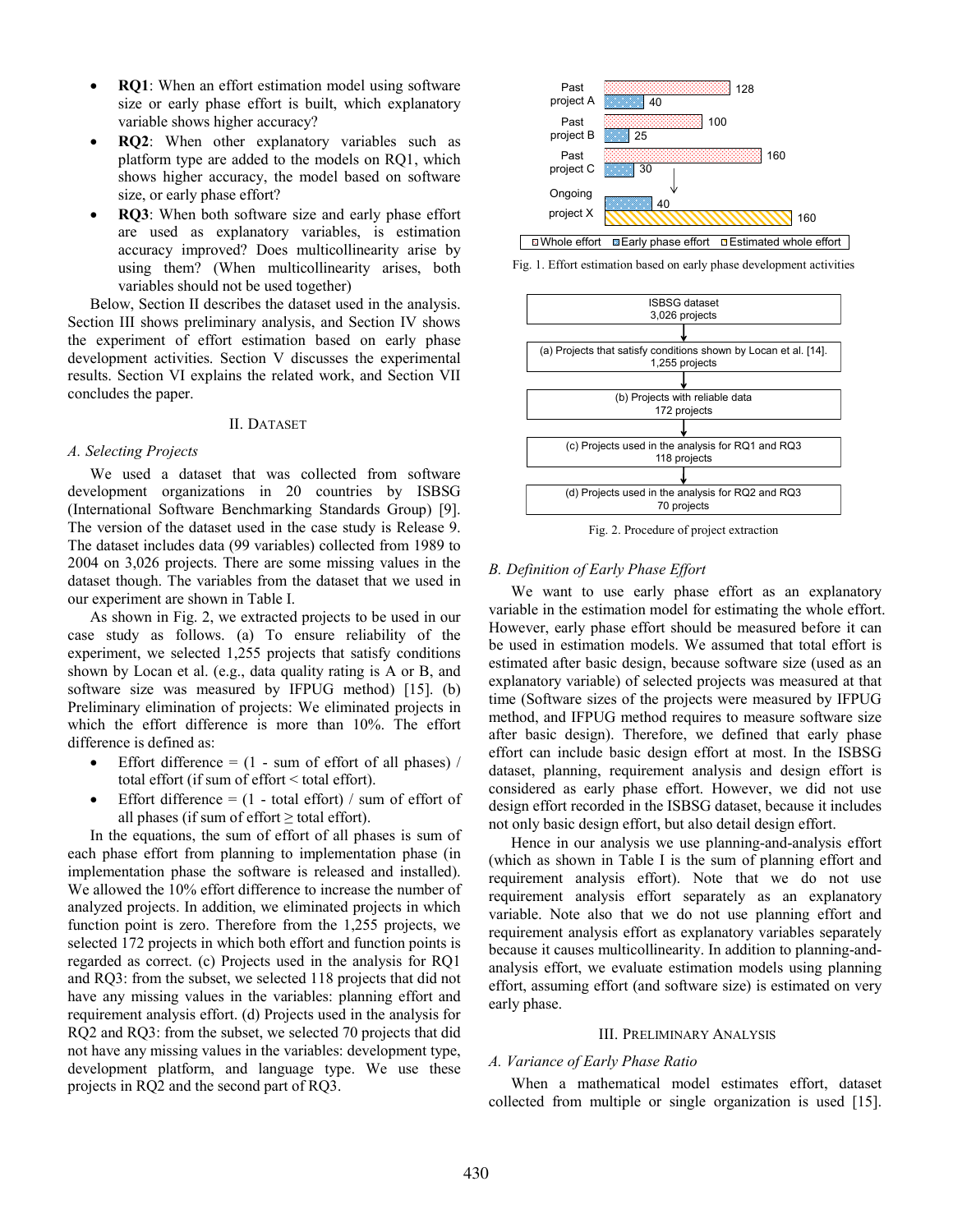- **RQ1**: When an effort estimation model using software size or early phase effort is built, which explanatory variable shows higher accuracy?
- **RQ2**: When other explanatory variables such as platform type are added to the models on RQ1, which shows higher accuracy, the model based on software size, or early phase effort?
- **RQ3**: When both software size and early phase effort are used as explanatory variables, is estimation accuracy improved? Does multicollinearity arise by using them? (When multicollinearity arises, both variables should not be used together)

Below, Section II describes the dataset used in the analysis. Section III shows preliminary analysis, and Section IV shows the experiment of effort estimation based on early phase development activities. Section V discusses the experimental results. Section VI explains the related work, and Section VII concludes the paper.

## II. Dataset

### A. Selecting Projects

We used a dataset that was collected from software development organizations in 20 countries by ISBSG (International Software Benchmarking Standards Group) [9]. The version of the dataset used in the case study is Release 9. The dataset includes data (99 variables) collected from 1989 to 2004 on 3,026 projects. There are some missing values in the dataset though. The variables from the dataset that we used in our experiment are shown in Table I.

As shown in Fig. 2, we extracted projects to be used in our case study as follows. (a) To ensure reliability of the experiment, we selected 1,255 projects that satisfy conditions shown by Locan et al. (e.g., data quality rating is A or B, and software size was measured by IFPUG method) [15]. (b) Preliminary elimination of projects: We eliminated projects in which the effort difference is more than 10%. The effort difference is defined as:

- Effort difference = (1 - sum of effort of all phases) / total effort (if sum of effort < total effort).
- Effort difference = (1 - total effort) / sum of effort of all phases (if sum of effort ≥ total effort).

In the equations, the sum of effort of all phases is sum of each phase effort from planning to implementation phase (in implementation phase the software is released and installed). We allowed the 10% effort difference to increase the number of analyzed projects. In addition, we eliminated projects in which function point is zero. Therefore from the 1,255 projects, we selected 172 projects in which both effort and function points is regarded as correct. (c) Projects used in the analysis for RQ1 and RQ3: from the subset, we selected 118 projects that did not have any missing values in the variables: planning effort and requirement analysis effort. (d) Projects used in the analysis for RQ2 and RQ3: from the subset, we selected 70 projects that did not have any missing values in the variables: development type, development platform, and language type. We use these projects in RQ2 and the second part of RQ3.

| | Whole effort | Early phase effort | Estimated whole effort |
|---|---|---|---|
| Past project A | 128 | 40 | |
| Past project B | 100 | 25 | |
| Past project C | 160 | 30 | |
| Ongoing project X | | 40 | 160 |

Fig. 1. Effort estimation based on early phase development activities

ISBSG dataset
3,026 projects
↓
(a) Projects that satisfy conditions shown by Locan et al. [14].
1,255 projects
↓
(b) Projects with reliable data
172 projects
↓
(c) Projects used in the analysis for RQ1 and RQ3
118 projects
↓
(d) Projects used in the analysis for RQ2 and RQ3
70 projects

Fig. 2. Procedure of project extraction

### B. Definition of Early Phase Effort

We want to use early phase effort as an explanatory variable in the estimation model for estimating the whole effort. However, early phase effort should be measured before it can be used in estimation models. We assumed that total effort is estimated after basic design, because software size (used as an explanatory variable) of selected projects was measured at that time (Software sizes of the projects were measured by IFPUG method, and IFPUG method requires to measure software size after basic design). Therefore, we defined that early phase effort can include basic design effort at most. In the ISBSG dataset, planning, requirement analysis and design effort is considered as early phase effort. However, we did not use design effort recorded in the ISBSG dataset, because it includes not only basic design effort, but also detail design effort.

Hence in our analysis we use planning-and-analysis effort (which as shown in Table I is the sum of planning effort and requirement analysis effort). Note that we do not use requirement analysis effort separately as an explanatory variable. Note also that we do not use planning effort and requirement analysis effort as explanatory variables separately because it causes multicollinearity. In addition to planning-and-analysis effort, we evaluate estimation models using planning effort, assuming effort (and software size) is estimated on very early phase.

## III. Preliminary Analysis

### A. Variance of Early Phase Ratio

When a mathematical model estimates effort, dataset collected from multiple or single organization is used [15].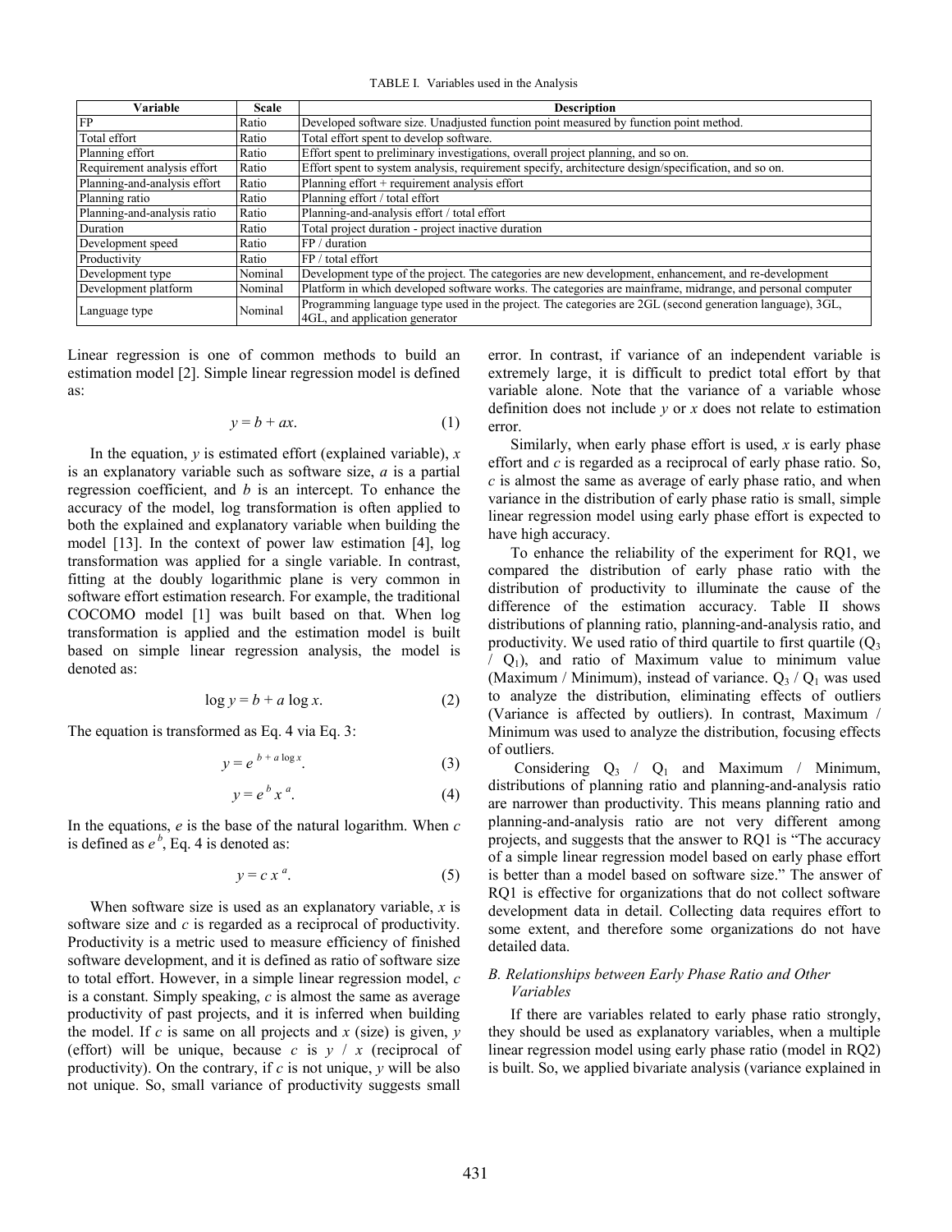TABLE I. Variables used in the Analysis

| Variable | Scale | Description |
|---|---|---|
| FP | Ratio | Developed software size. Unadjusted function point measured by function point method. |
| Total effort | Ratio | Total effort spent to develop software. |
| Planning effort | Ratio | Effort spent to preliminary investigations, overall project planning, and so on. |
| Requirement analysis effort | Ratio | Effort spent to system analysis, requirement specify, architecture design/specification, and so on. |
| Planning-and-analysis effort | Ratio | Planning effort + requirement analysis effort |
| Planning ratio | Ratio | Planning effort / total effort |
| Planning-and-analysis ratio | Ratio | Planning-and-analysis effort / total effort |
| Duration | Ratio | Total project duration - project inactive duration |
| Development speed | Ratio | FP / duration |
| Productivity | Ratio | FP / total effort |
| Development type | Nominal | Development type of the project. The categories are new development, enhancement, and re-development |
| Development platform | Nominal | Platform in which developed software works. The categories are mainframe, midrange, and personal computer |
| Language type | Nominal | Programming language type used in the project. The categories are 2GL (second generation language), 3GL, 4GL, and application generator |

Linear regression is one of common methods to build an estimation model [2]. Simple linear regression model is defined as:

$$y = b + ax. \tag{1}$$

In the equation, $y$ is estimated effort (explained variable), $x$ is an explanatory variable such as software size, $a$ is a partial regression coefficient, and $b$ is an intercept. To enhance the accuracy of the model, log transformation is often applied to both the explained and explanatory variable when building the model [13]. In the context of power law estimation [4], log transformation was applied for a single variable. In contrast, fitting at the doubly logarithmic plane is very common in software effort estimation research. For example, the traditional COCOMO model [1] was built based on that. When log transformation is applied and the estimation model is built based on simple linear regression analysis, the model is denoted as:

$$\log y = b + a \log x. \tag{2}$$

The equation is transformed as Eq. 4 via Eq. 3:

$$y = e^{\,b + a \log x}. \tag{3}$$

$$y = e^{b} x^{a}. \tag{4}$$

In the equations, $e$ is the base of the natural logarithm. When $c$ is defined as $e^{b}$, Eq. 4 is denoted as:

$$y = c\, x^{a}. \tag{5}$$

When software size is used as an explanatory variable, $x$ is software size and $c$ is regarded as a reciprocal of productivity. Productivity is a metric used to measure efficiency of finished software development, and it is defined as ratio of software size to total effort. However, in a simple linear regression model, $c$ is a constant. Simply speaking, $c$ is almost the same as average productivity of past projects, and it is inferred when building the model. If $c$ is same on all projects and $x$ (size) is given, $y$ (effort) will be unique, because $c$ is $y$ / $x$ (reciprocal of productivity). On the contrary, if $c$ is not unique, $y$ will be also not unique. So, small variance of productivity suggests small error. In contrast, if variance of an independent variable is extremely large, it is difficult to predict total effort by that variable alone. Note that the variance of a variable whose definition does not include $y$ or $x$ does not relate to estimation error.

Similarly, when early phase effort is used, $x$ is early phase effort and $c$ is regarded as a reciprocal of early phase ratio. So, $c$ is almost the same as average of early phase ratio, and when variance in the distribution of early phase ratio is small, simple linear regression model using early phase effort is expected to have high accuracy.

To enhance the reliability of the experiment for RQ1, we compared the distribution of early phase ratio with the distribution of productivity to illuminate the cause of the difference of the estimation accuracy. Table II shows distributions of planning ratio, planning-and-analysis ratio, and productivity. We used ratio of third quartile to first quartile ($Q_3$ / $Q_1$), and ratio of Maximum value to minimum value (Maximum / Minimum), instead of variance. $Q_3$ / $Q_1$ was used to analyze the distribution, eliminating effects of outliers (Variance is affected by outliers). In contrast, Maximum / Minimum was used to analyze the distribution, focusing effects of outliers.

Considering $Q_3$ / $Q_1$ and Maximum / Minimum, distributions of planning ratio and planning-and-analysis ratio are narrower than productivity. This means planning ratio and planning-and-analysis ratio are not very different among projects, and suggests that the answer to RQ1 is "The accuracy of a simple linear regression model based on early phase effort is better than a model based on software size." The answer of RQ1 is effective for organizations that do not collect software development data in detail. Collecting data requires effort to some extent, and therefore some organizations do not have detailed data.

### B. Relationships between Early Phase Ratio and Other Variables

If there are variables related to early phase ratio strongly, they should be used as explanatory variables, when a multiple linear regression model using early phase ratio (model in RQ2) is built. So, we applied bivariate analysis (variance explained in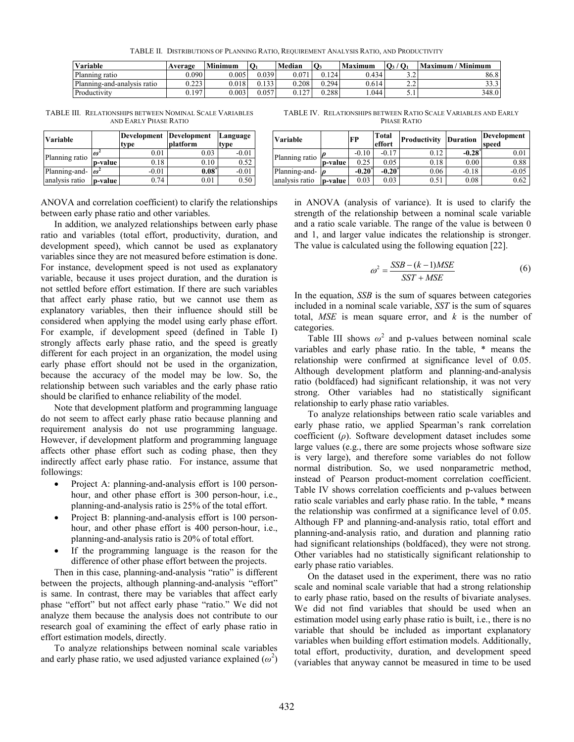TABLE II. DISTRIBUTIONS OF PLANNING RATIO, REQUIREMENT ANALYSIS RATIO, AND PRODUCTIVITY

| Variable | Average | Minimum | $Q_1$ | Median | $Q_3$ | Maximum | $Q_3$ / $Q_1$ | Maximum / Minimum |
|---|---|---|---|---|---|---|---|---|
| Planning ratio | 0.090 | 0.005 | 0.039 | 0.071 | 0.124 | 0.434 | 3.2 | 86.8 |
| Planning-and-analysis ratio | 0.223 | 0.018 | 0.133 | 0.208 | 0.294 | 0.614 | 2.2 | 33.3 |
| Productivity | 0.197 | 0.003 | 0.057 | 0.127 | 0.288 | 1.044 | 5.1 | 348.0 |

TABLE III. RELATIONSHIPS BETWEEN NOMINAL SCALE VARIABLES AND EARLY PHASE RATIO

| Variable | | Development type | Development platform | Language type |
|---|---|---|---|---|
| Planning ratio | $\omega^2$ | 0.01 | 0.03 | -0.01 |
| | p-value | 0.18 | 0.10 | 0.52 |
| Planning-and-analysis ratio | $\omega^2$ | -0.01 | **0.08*** | -0.01 |
| | p-value | 0.74 | 0.01 | 0.50 |

TABLE IV. RELATIONSHIPS BETWEEN RATIO SCALE VARIABLES AND EARLY PHASE RATIO

| Variable | | FP | Total effort | Productivity | Duration | Development speed |
|---|---|---|---|---|---|---|
| Planning ratio | $\rho$ | -0.10 | -0.17 | 0.12 | **-0.28*** | 0.01 |
| | p-value | 0.25 | 0.05 | 0.18 | 0.00 | 0.88 |
| Planning-and-analysis ratio | $\rho$ | **-0.20*** | **-0.20*** | 0.06 | -0.18 | -0.05 |
| | p-value | 0.03 | 0.03 | 0.51 | 0.08 | 0.62 |

ANOVA and correlation coefficient) to clarify the relationships between early phase ratio and other variables.

In addition, we analyzed relationships between early phase ratio and variables (total effort, productivity, duration, and development speed), which cannot be used as explanatory variables since they are not measured before estimation is done. For instance, development speed is not used as explanatory variable, because it uses project duration, and the duration is not settled before effort estimation. If there are such variables that affect early phase ratio, but we cannot use them as explanatory variables, then their influence should still be considered when applying the model using early phase effort. For example, if development speed (defined in Table I) strongly affects early phase ratio, and the speed is greatly different for each project in an organization, the model using early phase effort should not be used in the organization, because the accuracy of the model may be low. So, the relationship between such variables and the early phase ratio should be clarified to enhance reliability of the model.

Note that development platform and programming language do not seem to affect early phase ratio because planning and requirement analysis do not use programming language. However, if development platform and programming language affects other phase effort such as coding phase, then they indirectly affect early phase ratio. For instance, assume that followings:

- Project A: planning-and-analysis effort is 100 person-hour, and other phase effort is 300 person-hour, i.e., planning-and-analysis ratio is 25% of the total effort.
- Project B: planning-and-analysis effort is 100 person-hour, and other phase effort is 400 person-hour, i.e., planning-and-analysis ratio is 20% of total effort.
- If the programming language is the reason for the difference of other phase effort between the projects.

Then in this case, planning-and-analysis "ratio" is different between the projects, although planning-and-analysis "effort" is same. In contrast, there may be variables that affect early phase "effort" but not affect early phase "ratio." We did not analyze them because the analysis does not contribute to our research goal of examining the effect of early phase ratio in effort estimation models, directly.

To analyze relationships between nominal scale variables and early phase ratio, we used adjusted variance explained ($\omega^2$) in ANOVA (analysis of variance). It is used to clarify the strength of the relationship between a nominal scale variable and a ratio scale variable. The range of the value is between 0 and 1, and larger value indicates the relationship is stronger. The value is calculated using the following equation [22].

$$\omega^2 = \frac{SSB - (k-1)MSE}{SST + MSE} \tag{6}$$

In the equation, *SSB* is the sum of squares between categories included in a nominal scale variable, *SST* is the sum of squares total, *MSE* is mean square error, and *k* is the number of categories.

Table III shows $\omega^2$ and p-values between nominal scale variables and early phase ratio. In the table, * means the relationship were confirmed at significance level of 0.05. Although development platform and planning-and-analysis ratio (boldfaced) had significant relationship, it was not very strong. Other variables had no statistically significant relationship to early phase ratio variables.

To analyze relationships between ratio scale variables and early phase ratio, we applied Spearman's rank correlation coefficient ($\rho$). Software development dataset includes some large values (e.g., there are some projects whose software size is very large), and therefore some variables do not follow normal distribution. So, we used nonparametric method, instead of Pearson product-moment correlation coefficient. Table IV shows correlation coefficients and p-values between ratio scale variables and early phase ratio. In the table, * means the relationship was confirmed at a significance level of 0.05. Although FP and planning-and-analysis ratio, total effort and planning-and-analysis ratio, and duration and planning ratio had significant relationships (boldfaced), they were not strong. Other variables had no statistically significant relationship to early phase ratio variables.

On the dataset used in the experiment, there was no ratio scale and nominal scale variable that had a strong relationship to early phase ratio, based on the results of bivariate analyses. We did not find variables that should be used when an estimation model using early phase ratio is built, i.e., there is no variable that should be included as important explanatory variables when building effort estimation models. Additionally, total effort, productivity, duration, and development speed (variables that anyway cannot be measured in time to be used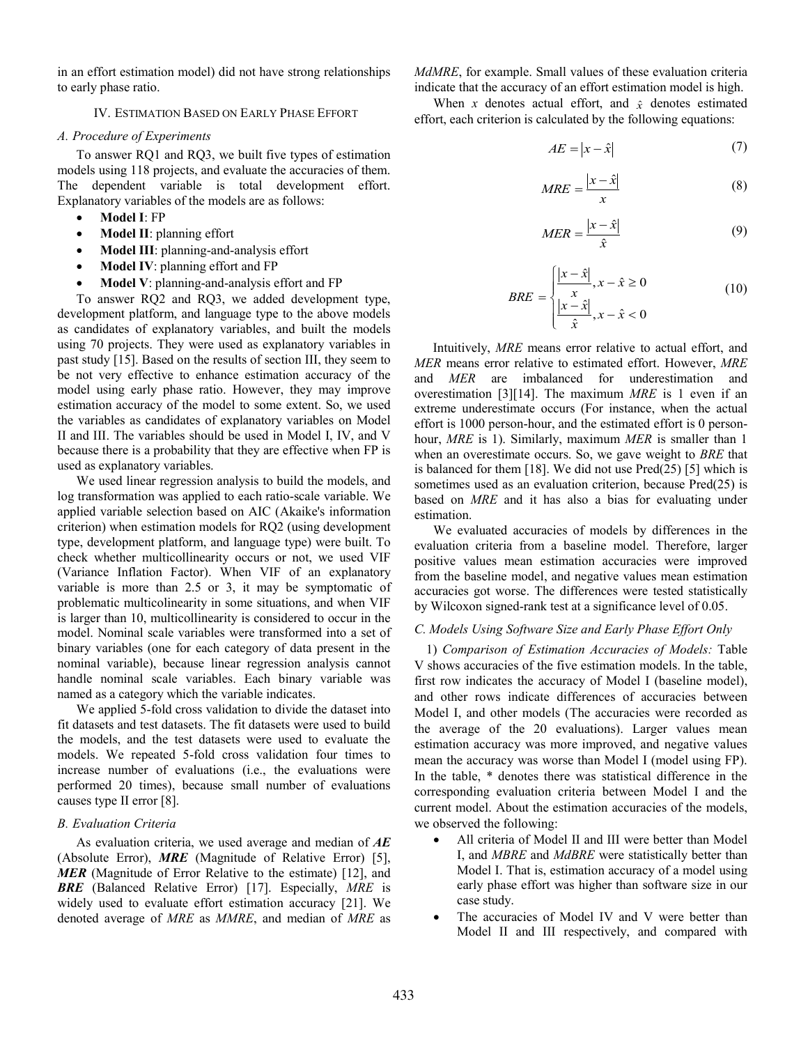in an effort estimation model) did not have strong relationships to early phase ratio.

## IV. Estimation Based on Early Phase Effort

### A. Procedure of Experiments

To answer RQ1 and RQ3, we built five types of estimation models using 118 projects, and evaluate the accuracies of them. The dependent variable is total development effort. Explanatory variables of the models are as follows:

- **Model I**: FP
- **Model II**: planning effort
- **Model III**: planning-and-analysis effort
- **Model IV**: planning effort and FP
- **Model V**: planning-and-analysis effort and FP

To answer RQ2 and RQ3, we added development type, development platform, and language type to the above models as candidates of explanatory variables, and built the models using 70 projects. They were used as explanatory variables in past study [15]. Based on the results of section III, they seem to be not very effective to enhance estimation accuracy of the model using early phase ratio. However, they may improve estimation accuracy of the model to some extent. So, we used the variables as candidates of explanatory variables on Model II and III. The variables should be used in Model I, IV, and V because there is a probability that they are effective when FP is used as explanatory variables.

We used linear regression analysis to build the models, and log transformation was applied to each ratio-scale variable. We applied variable selection based on AIC (Akaike's information criterion) when estimation models for RQ2 (using development type, development platform, and language type) were built. To check whether multicollinearity occurs or not, we used VIF (Variance Inflation Factor). When VIF of an explanatory variable is more than 2.5 or 3, it may be symptomatic of problematic multicolinearity in some situations, and when VIF is larger than 10, multicollinearity is considered to occur in the model. Nominal scale variables were transformed into a set of binary variables (one for each category of data present in the nominal variable), because linear regression analysis cannot handle nominal scale variables. Each binary variable was named as a category which the variable indicates.

We applied 5-fold cross validation to divide the dataset into fit datasets and test datasets. The fit datasets were used to build the models, and the test datasets were used to evaluate the models. We repeated 5-fold cross validation four times to increase number of evaluations (i.e., the evaluations were performed 20 times), because small number of development evaluations causes type II error [8].

### B. Evaluation Criteria

As evaluation criteria, we used average and median of ***AE*** (Absolute Error), ***MRE*** (Magnitude of Relative Error) [5], ***MER*** (Magnitude of Error Relative to the estimate) [12], and ***BRE*** (Balanced Relative Error) [17]. Especially, *MRE* is widely used to evaluate effort estimation accuracy [21]. We denoted average of *MRE* as *MMRE*, and median of *MRE* as *MdMRE*, for example. Small values of these evaluation criteria indicate that the accuracy of an effort estimation model is high.

When $x$ denotes actual effort, and $\hat{x}$ denotes estimated effort, each criterion is calculated by the following equations:

$$AE = |x - \hat{x}| \tag{7}$$

$$MRE = \frac{|x - \hat{x}|}{x} \tag{8}$$

$$MER = \frac{|x - \hat{x}|}{\hat{x}} \tag{9}$$

$$BRE = \begin{cases} \dfrac{|x - \hat{x}|}{x}, x - \hat{x} \geq 0 \\ \dfrac{|x - \hat{x}|}{\hat{x}}, x - \hat{x} < 0 \end{cases} \tag{10}$$

Intuitively, *MRE* means error relative to actual effort, and *MER* means error relative to estimated effort. However, *MRE* and *MER* are imbalanced for underestimation and overestimation [3][14]. The maximum *MRE* is 1 even if an extreme underestimate occurs (For instance, when the actual effort is 1000 person-hour, and the estimated effort is 0 person-hour, *MRE* is 1). Similarly, maximum *MER* is smaller than 1 when an overestimate occurs. So, we gave weight to *BRE* that is balanced for them [18]. We did not use Pred(25) [5] which is sometimes used as an evaluation criterion, because Pred(25) is based on *MRE* and it has also a bias for evaluating under estimation.

We evaluated accuracies of models by differences in the evaluation criteria from a baseline model. Therefore, larger positive values mean estimation accuracies were improved from the baseline model, and negative values mean estimation accuracies got worse. The differences were tested statistically by Wilcoxon signed-rank test at a significance level of 0.05.

### C. Models Using Software Size and Early Phase Effort Only

1) *Comparison of Estimation Accuracies of Models:* Table V shows accuracies of the five estimation models. In the table, first row indicates the accuracy of Model I (baseline model), and other rows indicate differences of accuracies between Model I, and other models (The accuracies were recorded as the average of the 20 evaluations). Larger values mean estimation accuracy was more improved, and negative values mean the accuracy was worse than Model I (model using FP). In the table, * denotes there was statistical difference in the corresponding evaluation criteria between Model I and the current model. About the estimation accuracies of the models, we observed the following:

- All criteria of Model II and III were better than Model I, and *MBRE* and *MdBRE* were statistically better than Model I. That is, estimation accuracy of a model using early phase effort was higher than software size in our case study.
- The accuracies of Model IV and V were better than Model II and III respectively, and compared with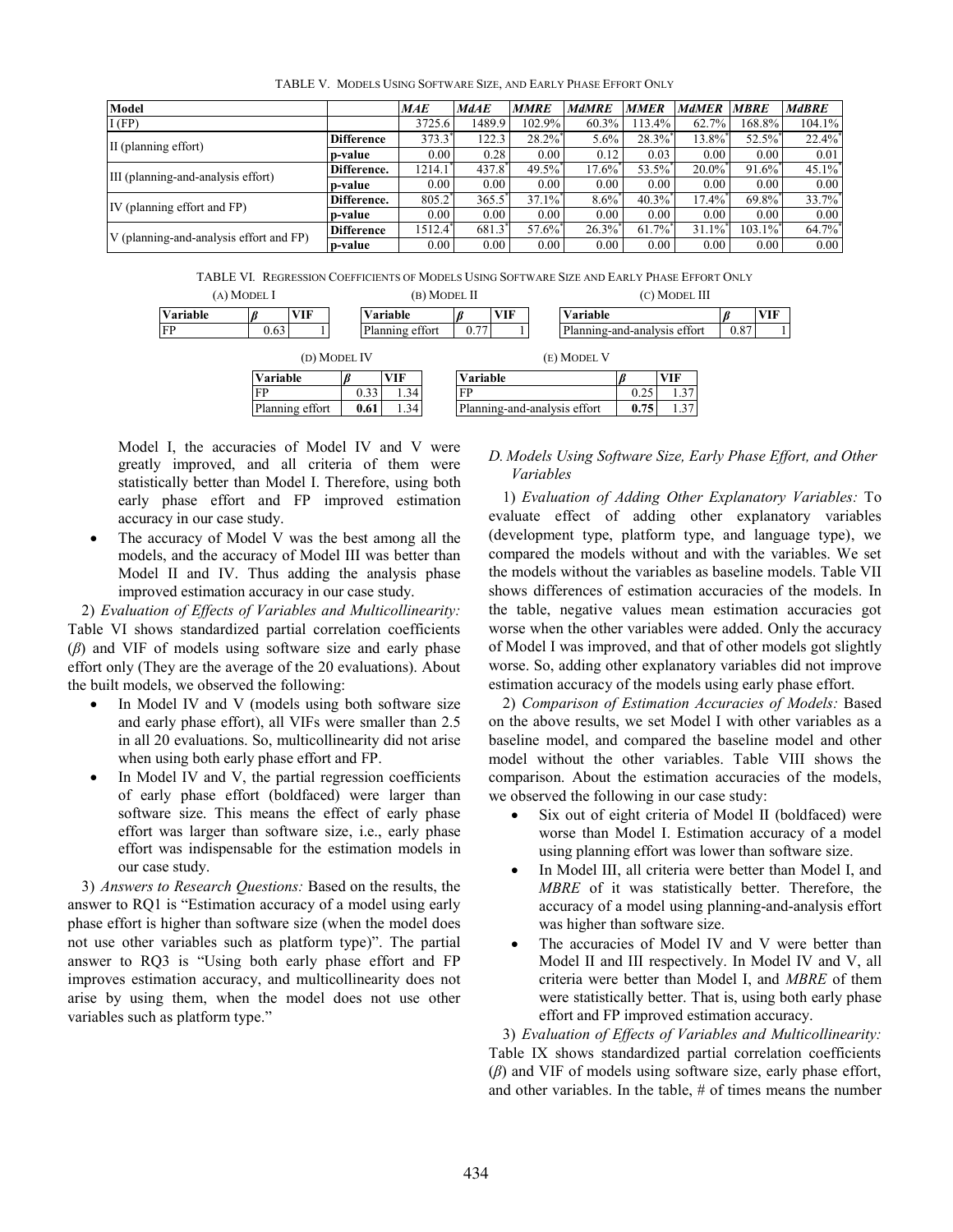TABLE V. MODELS USING SOFTWARE SIZE, AND EARLY PHASE EFFORT ONLY

| Model | | *MAE* | *MdAE* | *MMRE* | *MdMRE* | *MMER* | *MdMER* | *MBRE* | *MdBRE* |
|---|---|---|---|---|---|---|---|---|---|
| I (FP) | | 3725.6 | 1489.9 | 102.9% | 60.3% | 113.4% | 62.7% | 168.8% | 104.1% |
| II (planning effort) | **Difference** | 373.3* | 122.3 | 28.2%* | 5.6% | 28.3%* | 13.8%* | 52.5%* | 22.4%* |
| | **p-value** | 0.00 | 0.28 | 0.00 | 0.12 | 0.03 | 0.00 | 0.00 | 0.01 |
| III (planning-and-analysis effort) | **Difference.** | 1214.1* | 437.8* | 49.5%* | 17.6%* | 53.5%* | 20.0%* | 91.6%* | 45.1%* |
| | **p-value** | 0.00 | 0.00 | 0.00 | 0.00 | 0.00 | 0.00 | 0.00 | 0.00 |
| IV (planning effort and FP) | **Difference.** | 805.2* | 365.5* | 37.1%* | 8.6%* | 40.3%* | 17.4%* | 69.8%* | 33.7%* |
| | **p-value** | 0.00 | 0.00 | 0.00 | 0.00 | 0.00 | 0.00 | 0.00 | 0.00 |
| V (planning-and-analysis effort and FP) | **Difference** | 1512.4* | 681.3* | 57.6%* | 26.3%* | 61.7%* | 31.1%* | 103.1%* | 64.7%* |
| | **p-value** | 0.00 | 0.00 | 0.00 | 0.00 | 0.00 | 0.00 | 0.00 | 0.00 |

TABLE VI. REGRESSION COEFFICIENTS OF MODELS USING SOFTWARE SIZE AND EARLY PHASE EFFORT ONLY

(A) MODEL I

| Variable | $\beta$ | VIF |
|---|---|---|
| FP | 0.63 | 1 |

(B) MODEL II

| Variable | $\beta$ | VIF |
|---|---|---|
| Planning effort | 0.77 | 1 |

(C) MODEL III

| Variable | $\beta$ | VIF |
|---|---|---|
| Planning-and-analysis effort | 0.87 | 1 |

(D) MODEL IV

| Variable | $\beta$ | VIF |
|---|---|---|
| FP | 0.33 | 1.34 |
| Planning effort | **0.61** | 1.34 |

(E) MODEL V

| Variable | $\beta$ | VIF |
|---|---|---|
| FP | 0.25 | 1.37 |
| Planning-and-analysis effort | **0.75** | 1.37 |

Model I, the accuracies of Model IV and V were greatly improved, and all criteria of them were statistically better than Model I. Therefore, using both early phase effort and FP improved estimation accuracy in our case study.

- The accuracy of Model V was the best among all the models, and the accuracy of Model III was better than Model II and IV. Thus adding the analysis phase improved estimation accuracy in our case study.

2) *Evaluation of Effects of Variables and Multicollinearity:* Table VI shows standardized partial correlation coefficients ($\beta$) and VIF of models using software size and early phase effort only (They are the average of the 20 evaluations). About the built models, we observed the following:

- In Model IV and V (models using both software size and early phase effort), all VIFs were smaller than 2.5 in all 20 evaluations. So, multicollinearity did not arise when using both early phase effort and FP.
- In Model IV and V, the partial regression coefficients of early phase effort (boldfaced) were larger than software size. This means the effect of early phase effort was larger than software size, i.e., early phase effort was indispensable for the estimation models in our case study.

3) *Answers to Research Questions:* Based on the results, the answer to RQ1 is "Estimation accuracy of a model using early phase effort is higher than software size (when the model does not use other variables such as platform type)". The partial answer to RQ3 is "Using both early phase effort and FP improves estimation accuracy, and multicollinearity does not arise by using them, when the model does not use other variables such as platform type."

### *D. Models Using Software Size, Early Phase Effort, and Other Variables*

1) *Evaluation of Adding Other Explanatory Variables:* To evaluate effect of adding other explanatory variables (development type, platform type, and language type), we compared the models without and with the variables. We set the models without the variables as baseline models. Table VII shows differences of estimation accuracies of the models. In the table, negative values mean estimation accuracies got worse when the other variables were added. Only the accuracy of Model I was improved, and that of other models got slightly worse. So, adding other explanatory variables did not improve estimation accuracy of the models using early phase effort.

2) *Comparison of Estimation Accuracies of Models:* Based on the above results, we set Model I with other variables as a baseline model, and compared the baseline model and other model without the other variables. Table VIII shows the comparison. About the estimation accuracies of the models, we observed the following in our case study:

- Six out of eight criteria of Model II (boldfaced) were worse than Model I. Estimation accuracy of a model using planning effort was lower than software size.
- In Model III, all criteria were better than Model I, and *MBRE* of it was statistically better. Therefore, the accuracy of a model using planning-and-analysis effort was higher than software size.
- The accuracies of Model IV and V were better than Model II and III respectively. In Model IV and V, all criteria were better than Model I, and *MBRE* of them were statistically better. That is, using both early phase effort and FP improved estimation accuracy.

3) *Evaluation of Effects of Variables and Multicollinearity:* Table IX shows standardized partial correlation coefficients ($\beta$) and VIF of models using software size, early phase effort, and other variables. In the table, # of times means the number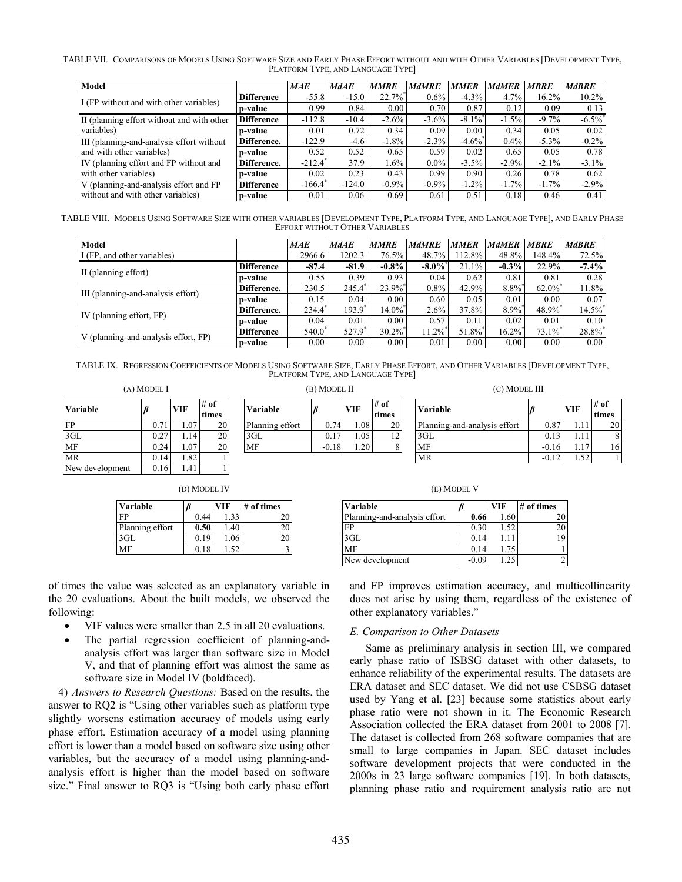TABLE VII. COMPARISONS OF MODELS USING SOFTWARE SIZE AND EARLY PHASE EFFORT WITHOUT AND WITH OTHER VARIABLES [DEVELOPMENT TYPE, PLATFORM TYPE, AND LANGUAGE TYPE]

| Model | | *MAE* | *MdAE* | *MMRE* | *MdMRE* | *MMER* | *MdMER* | *MBRE* | *MdBRE* |
|---|---|---|---|---|---|---|---|---|---|
| I (FP without and with other variables) | **Difference** | -55.8 | -15.0 | 22.7%* | 0.6% | -4.3% | 4.7% | 16.2% | 10.2% |
| | **p-value** | 0.99 | 0.84 | 0.00 | 0.70 | 0.87 | 0.12 | 0.09 | 0.13 |
| II (planning effort without and with other variables) | **Difference** | -112.8 | -10.4 | -2.6% | -3.6% | -8.1%* | -1.5% | -9.7% | -6.5%* |
| | **p-value** | 0.01 | 0.72 | 0.34 | 0.09 | 0.00 | 0.34 | 0.05 | 0.02 |
| III (planning-and-analysis effort without and with other variables) | **Difference.** | -122.9 | -4.6 | -1.8% | -2.3% | -4.6%* | 0.4% | -5.3% | -0.2% |
| | **p-value** | 0.52 | 0.52 | 0.65 | 0.59 | 0.02 | 0.65 | 0.05 | 0.78 |
| IV (planning effort and FP without and with other variables) | **Difference.** | -212.4* | 37.9 | 1.6% | 0.0% | -3.5% | -2.9% | -2.1% | -3.1% |
| | **p-value** | 0.02 | 0.23 | 0.43 | 0.99 | 0.90 | 0.26 | 0.78 | 0.62 |
| V (planning-and-analysis effort and FP without and with other variables) | **Difference** | -166.4* | -124.0 | -0.9% | -0.9% | -1.2% | -1.7% | -1.7% | -2.9% |
| | **p-value** | 0.01 | 0.06 | 0.69 | 0.61 | 0.51 | 0.18 | 0.46 | 0.41 |

TABLE VIII. MODELS USING SOFTWARE SIZE WITH OTHER VARIABLES [DEVELOPMENT TYPE, PLATFORM TYPE, AND LANGUAGE TYPE], AND EARLY PHASE EFFORT WITHOUT OTHER VARIABLES

| Model | | *MAE* | *MdAE* | *MMRE* | *MdMRE* | *MMER* | *MdMER* | *MBRE* | *MdBRE* |
|---|---|---|---|---|---|---|---|---|---|
| I (FP, and other variables) | | 2966.6 | 1202.3 | 76.5% | 48.7% | 112.8% | 48.8% | 148.4% | 72.5% |
| II (planning effort) | **Difference** | **-87.4** | **-81.9** | **-0.8%** | **-8.0%*** | 21.1% | **-0.3%** | 22.9% | **-7.4%** |
| | **p-value** | 0.55 | 0.39 | 0.93 | 0.04 | 0.62 | 0.81 | 0.81 | 0.28 |
| III (planning-and-analysis effort) | **Difference.** | 230.5 | 245.4* | 23.9%* | 0.8% | 42.9% | 8.8%* | 62.0%* | 11.8% |
| | **p-value** | 0.15 | 0.04 | 0.00 | 0.60 | 0.05 | 0.01 | 0.00 | 0.07 |
| IV (planning effort, FP) | **Difference.** | 234.4* | 193.9* | 14.0%* | 2.6% | 37.8% | 8.9%* | 48.9%* | 14.5%* |
| | **p-value** | 0.04 | 0.01 | 0.00 | 0.57 | 0.11 | 0.02 | 0.01 | 0.10 |
| V (planning-and-analysis effort, FP) | **Difference** | 540.0* | 527.9* | 30.2%* | 11.2%* | 51.8%* | 16.2%* | 73.1%* | 28.8%* |
| | **p-value** | 0.00 | 0.00 | 0.00 | 0.01 | 0.00 | 0.00 | 0.00 | 0.00 |

TABLE IX. REGRESSION COEFFICIENTS OF MODELS USING SOFTWARE SIZE, EARLY PHASE EFFORT, AND OTHER VARIABLES [DEVELOPMENT TYPE, PLATFORM TYPE, AND LANGUAGE TYPE]

(A) MODEL I

| Variable | $\beta$ | VIF | # of times |
|---|---|---|---|
| FP | 0.71 | 1.07 | 20 |
| 3GL | 0.27 | 1.14 | 20 |
| MF | 0.24 | 1.07 | 20 |
| MR | 0.14 | 1.82 | 1 |
| New development | 0.16 | 1.41 | 1 |

(B) MODEL II

| Variable | $\beta$ | VIF | # of times |
|---|---|---|---|
| Planning effort | 0.74 | 1.08 | 20 |
| 3GL | 0.17 | 1.05 | 12 |
| MF | -0.18 | 1.20 | 8 |

(C) MODEL III

| Variable | $\beta$ | VIF | # of times |
|---|---|---|---|
| Planning-and-analysis effort | 0.87 | 1.11 | 20 |
| 3GL | 0.13 | 1.11 | 8 |
| MF | -0.16 | 1.17 | 16 |
| MR | -0.12 | 1.52 | 1 |

(D) MODEL IV

| Variable | $\beta$ | VIF | # of times |
|---|---|---|---|
| FP | 0.44 | 1.33 | 20 |
| Planning effort | **0.50** | 1.40 | 20 |
| 3GL | 0.19 | 1.06 | 20 |
| MF | 0.18 | 1.52 | 3 |

(E) MODEL V

| Variable | $\beta$ | VIF | # of times |
|---|---|---|---|
| Planning-and-analysis effort | **0.66** | 1.60 | 20 |
| FP | 0.30 | 1.52 | 20 |
| 3GL | 0.14 | 1.11 | 19 |
| MF | 0.14 | 1.75 | 1 |
| New development | -0.09 | 1.25 | 2 |

of times the value was selected as an explanatory variable in the 20 evaluations. About the built models, we observed the following:

- VIF values were smaller than 2.5 in all 20 evaluations.
- The partial regression coefficient of planning-and-analysis effort was larger than software size in Model V, and that of planning effort was almost the same as software size in Model IV (boldfaced).

4) *Answers to Research Questions:* Based on the results, the answer to RQ2 is "Using other variables such as platform type slightly worsens estimation accuracy of models using early phase effort. Estimation accuracy of a model using planning effort is lower than a model based on software size using other variables, but the accuracy of a model using planning-and-analysis effort is higher than the model based on software size." Final answer to RQ3 is "Using both early phase effort and FP improves estimation accuracy, and multicollinearity does not arise by using them, regardless of the existence of other explanatory variables."

### *E. Comparison to Other Datasets*

Same as preliminary analysis in section III, we compared early phase ratio of ISBSG dataset with other datasets, to enhance reliability of the experimental results. The datasets are ERA dataset and SEC dataset. We did not use CSBSG dataset used by Yang et al. [23] because some statistics about early phase ratio were not shown in it. The Economic Research Association collected the ERA dataset from 2001 to 2008 [7]. The dataset is collected from 268 software companies that are small to large companies in Japan. SEC dataset includes software development projects that were conducted in the 2000s in 23 large software companies [19]. In both datasets, planning phase ratio and requirement analysis ratio are not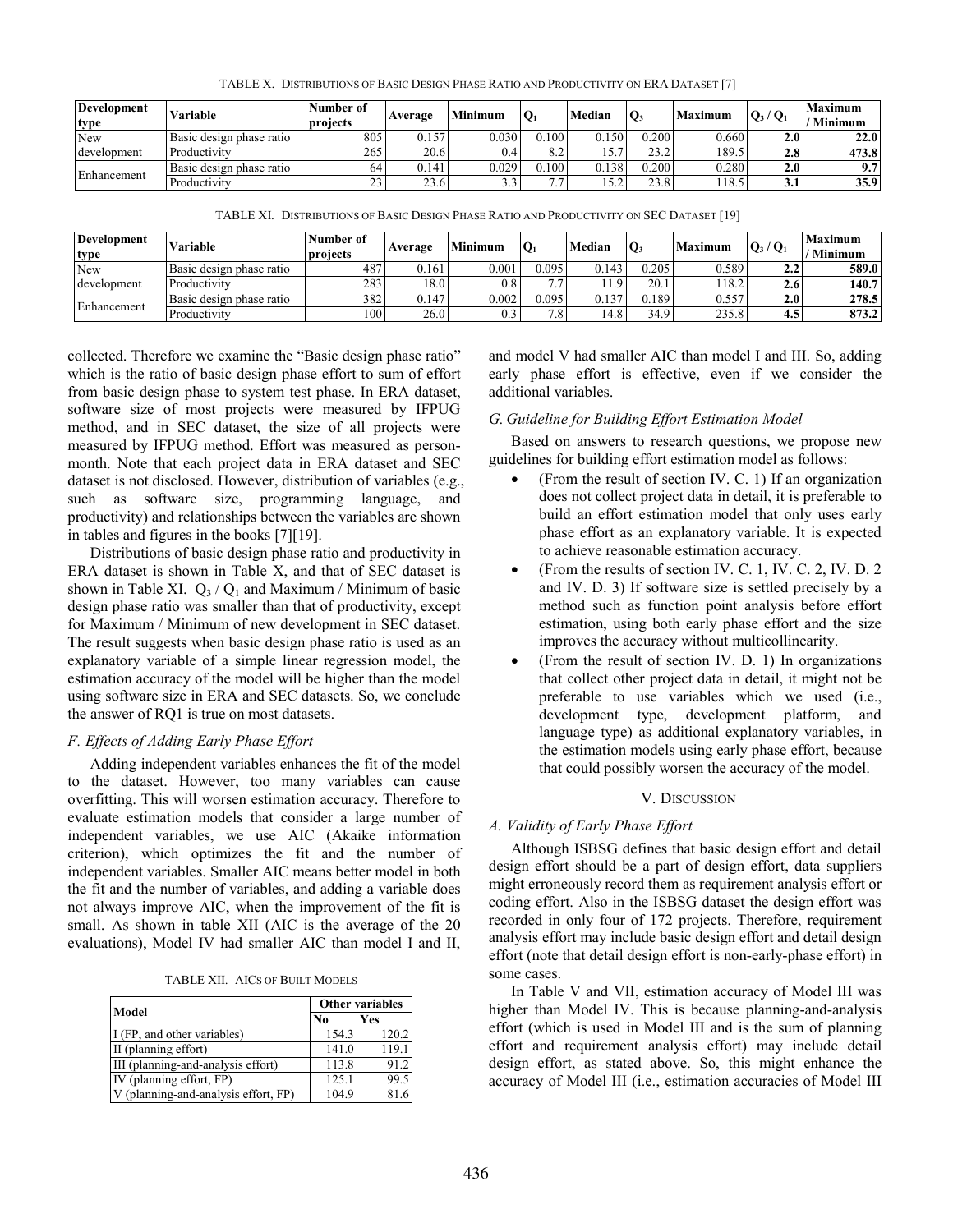TABLE X. DISTRIBUTIONS OF BASIC DESIGN PHASE RATIO AND PRODUCTIVITY ON ERA DATASET [7]

| Development type | Variable | Number of projects | Average | Minimum | $Q_1$ | Median | $Q_3$ | Maximum | $Q_3$ / $Q_1$ | Maximum / Minimum |
|---|---|---|---|---|---|---|---|---|---|---|
| New development | Basic design phase ratio | 805 | 0.157 | 0.030 | 0.100 | 0.150 | 0.200 | 0.660 | **2.0** | **22.0** |
| | Productivity | 265 | 20.6 | 0.4 | 8.2 | 15.7 | 23.2 | 189.5 | **2.8** | **473.8** |
| Enhancement | Basic design phase ratio | 64 | 0.141 | 0.029 | 0.100 | 0.138 | 0.200 | 0.280 | **2.0** | **9.7** |
| | Productivity | 23 | 23.6 | 3.3 | 7.7 | 15.2 | 23.8 | 118.5 | **3.1** | **35.9** |

TABLE XI. DISTRIBUTIONS OF BASIC DESIGN PHASE RATIO AND PRODUCTIVITY ON SEC DATASET [19]

| Development type | Variable | Number of projects | Average | Minimum | $Q_1$ | Median | $Q_3$ | Maximum | $Q_3$ / $Q_1$ | Maximum / Minimum |
|---|---|---|---|---|---|---|---|---|---|---|
| New development | Basic design phase ratio | 487 | 0.161 | 0.001 | 0.095 | 0.143 | 0.205 | 0.589 | **2.2** | **589.0** |
| | Productivity | 283 | 18.0 | 0.8 | 7.7 | 11.9 | 20.1 | 118.2 | **2.6** | **140.7** |
| Enhancement | Basic design phase ratio | 382 | 0.147 | 0.002 | 0.095 | 0.137 | 0.189 | 0.557 | **2.0** | **278.5** |
| | Productivity | 100 | 26.0 | 0.3 | 7.8 | 14.8 | 34.9 | 235.8 | **4.5** | **873.2** |

collected. Therefore we examine the "Basic design phase ratio" which is the ratio of basic design phase effort to sum of effort from basic design phase to system test phase. In ERA dataset, software size of most projects were measured by IFPUG method, and in SEC dataset, the size of all projects were measured by IFPUG method. Effort was measured as person-month. Note that each project data in ERA dataset and SEC dataset is not disclosed. However, distribution of variables (e.g., such as software size, programming language, and productivity) and relationships between the variables are shown in tables and figures in the books [7][19].

Distributions of basic design phase ratio and productivity in ERA dataset is shown in Table X, and that of SEC dataset is shown in Table XI. $Q_3$ / $Q_1$ and Maximum / Minimum of basic design phase ratio was smaller than that of productivity, except for Maximum / Minimum of new development in SEC dataset. The result suggests when basic design phase ratio is used as an explanatory variable of a simple linear regression model, the estimation accuracy of the model will be higher than the model using software size in ERA and SEC datasets. So, we conclude the answer of RQ1 is true on most datasets.

### *F. Effects of Adding Early Phase Effort*

Adding independent variables enhances the fit of the model to the dataset. However, too many variables can cause overfitting. This will worsen estimation accuracy. Therefore to evaluate estimation models that consider a large number of independent variables, we use AIC (Akaike information criterion), which optimizes the fit and the number of independent variables. Smaller AIC means better model in both the fit and the number of variables, and adding a variable does not always improve AIC, when the improvement of the fit is small. As shown in table XII (AIC is the average of the 20 evaluations), Model IV had smaller AIC than model I and II, and model V had smaller AIC than model I and III. So, adding early phase effort is effective, even if we consider the additional variables.

TABLE XII. AICS OF BUILT MODELS

| Model | Other variables | |
|---|---|---|
| | No | Yes |
| I (FP, and other variables) | 154.3 | 120.2 |
| II (planning effort) | 141.0 | 119.1 |
| III (planning-and-analysis effort) | 113.8 | 91.2 |
| IV (planning effort, FP) | 125.1 | 99.5 |
| V (planning-and-analysis effort, FP) | 104.9 | 81.6 |

### *G. Guideline for Building Effort Estimation Model*

Based on answers to research questions, we propose new guidelines for building effort estimation model as follows:

- (From the result of section IV. C. 1) If an organization does not collect project data in detail, it is preferable to build an effort estimation model that only uses early phase effort as an explanatory variable. It is expected to achieve reasonable estimation accuracy.
- (From the results of section IV. C. 1, IV. C. 2, IV. D. 2 and IV. D. 3) If software size is settled precisely by a method such as function point analysis before effort estimation, using both early phase effort and the size improves the accuracy without multicollinearity.
- (From the result of section IV. D. 1) In organizations that collect other project data in detail, it might not be preferable to use variables which we used (i.e., development type, development platform, and language type) as additional explanatory variables, in the estimation models using early phase effort, because that could possibly worsen the accuracy of the model.

## V. DISCUSSION

### *A. Validity of Early Phase Effort*

Although ISBSG defines that basic design effort and detail design effort should be a part of design effort, data suppliers might erroneously record them as requirement analysis effort or coding effort. Also in the ISBSG dataset the design effort was recorded in only four of 172 projects. Therefore, requirement analysis effort may include basic design effort and detail design effort (note that detail design effort is non-early-phase effort) in some cases.

In Table V and VII, estimation accuracy of Model III was higher than Model IV. This is because planning-and-analysis effort (which is used in Model III and is the sum of planning effort and requirement analysis effort) may include detail design effort, as stated above. So, this might enhance the accuracy of Model III (i.e., estimation accuracies of Model III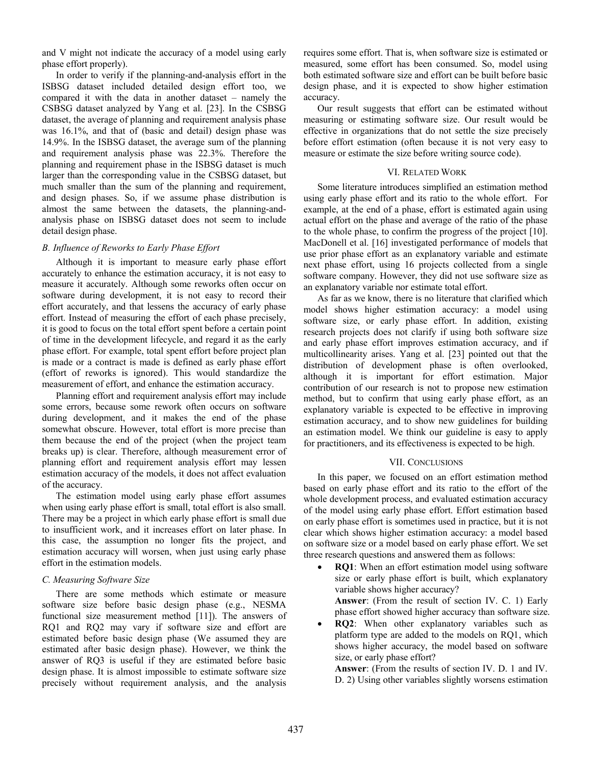and V might not indicate the accuracy of a model using early phase effort properly).

In order to verify if the planning-and-analysis effort in the ISBSG dataset included detailed design effort too, we compared it with the data in another dataset – namely the CSBSG dataset analyzed by Yang et al. [23]. In the CSBSG dataset, the average of planning and requirement analysis phase was 16.1%, and that of (basic and detail) design phase was 14.9%. In the ISBSG dataset, the average sum of the planning and requirement analysis phase was 22.3%. Therefore the planning and requirement phase in the ISBSG dataset is much larger than the corresponding value in the CSBSG dataset, but much smaller than the sum of the planning and requirement, and design phases. So, if we assume phase distribution is almost the same between the datasets, the planning-and-analysis phase on ISBSG dataset does not seem to include detail design phase.

### *B. Influence of Reworks to Early Phase Effort*

Although it is important to measure early phase effort accurately to enhance the estimation accuracy, it is not easy to measure it accurately. Although some reworks often occur on software during development, it is not easy to record their effort accurately, and that lessens the accuracy of early phase effort. Instead of measuring the effort of each phase precisely, it is good to focus on the total effort spent before a certain point of time in the development lifecycle, and regard it as the early phase effort. For example, total spent effort before project plan is made or a contract is made is defined as early phase effort (effort of reworks is ignored). This would standardize the measurement of effort, and enhance the estimation accuracy.

Planning effort and requirement analysis effort may include some errors, because some rework often occurs on software during development, and it makes the end of the phase somewhat obscure. However, total effort is more precise than them because the end of the project (when the project team breaks up) is clear. Therefore, although measurement error of planning effort and requirement analysis effort may lessen estimation accuracy of the models, it does not affect evaluation of the accuracy.

The estimation model using early phase effort assumes when using early phase effort is small, total effort is also small. There may be a project in which early phase effort is small due to insufficient work, and it increases effort on later phase. In this case, the assumption no longer fits the project, and estimation accuracy will worsen, when just using early phase effort in the estimation models.

### *C. Measuring Software Size*

There are some methods which estimate or measure software size before basic design phase (e.g., NESMA functional size measurement method [11]). The answers of RQ1 and RQ2 may vary if software size and effort are estimated before basic design phase (We assumed they are estimated after basic design phase). However, we think the answer of RQ3 is useful if they are estimated before basic design phase. It is almost impossible to estimate software size precisely without requirement analysis, and the analysis requires some effort. That is, when software size is estimated or measured, some effort has been consumed. So, model using both estimated software size and effort can be built before basic design phase, and it is expected to show higher estimation accuracy.

Our result suggests that effort can be estimated without measuring or estimating software size. Our result would be effective in organizations that do not settle the size precisely before effort estimation (often because it is not very easy to measure or estimate the size before writing source code).

## VI. Related Work

Some literature introduces simplified an estimation method using early phase effort and its ratio to the whole effort. For example, at the end of a phase, effort is estimated again using actual effort on the phase and average of the ratio of the phase to the whole phase, to confirm the progress of the project [10]. MacDonell et al. [16] investigated performance of models that use prior phase effort as an explanatory variable and estimate next phase effort, using 16 projects collected from a single software company. However, they did not use software size as an explanatory variable nor estimate total effort.

As far as we know, there is no literature that clarified which model shows higher estimation accuracy: a model using software size, or early phase effort. In addition, existing research projects does not clarify if using both software size and early phase effort improves estimation accuracy, and if multicollinearity arises. Yang et al. [23] pointed out that the distribution of development phase is often overlooked, although it is important for effort estimation. Major contribution of our research is not to propose new estimation method, but to confirm that using early phase effort, as an explanatory variable is expected to be effective in improving estimation accuracy, and to show new guidelines for building an estimation model. We think our guideline is easy to apply for practitioners, and its effectiveness is expected to be high.

## VII. Conclusions

In this paper, we focused on an effort estimation method based on early phase effort and its ratio to the effort of the whole development process, and evaluated estimation accuracy of the model using early phase effort. Effort estimation based on early phase effort is sometimes used in practice, but it is not clear which shows higher estimation accuracy: a model based on software size or a model based on early phase effort. We set three research questions and answered them as follows:

- **RQ1**: When an effort estimation model using software size or early phase effort is built, which explanatory variable shows higher accuracy?
  **Answer**: (From the result of section IV. C. 1) Early phase effort showed higher accuracy than software size.
- **RQ2**: When other explanatory variables such as platform type are added to the models on RQ1, which shows higher accuracy, the model based on software size, or early phase effort?
  **Answer**: (From the results of section IV. D. 1 and IV. D. 2) Using other variables slightly worsens estimation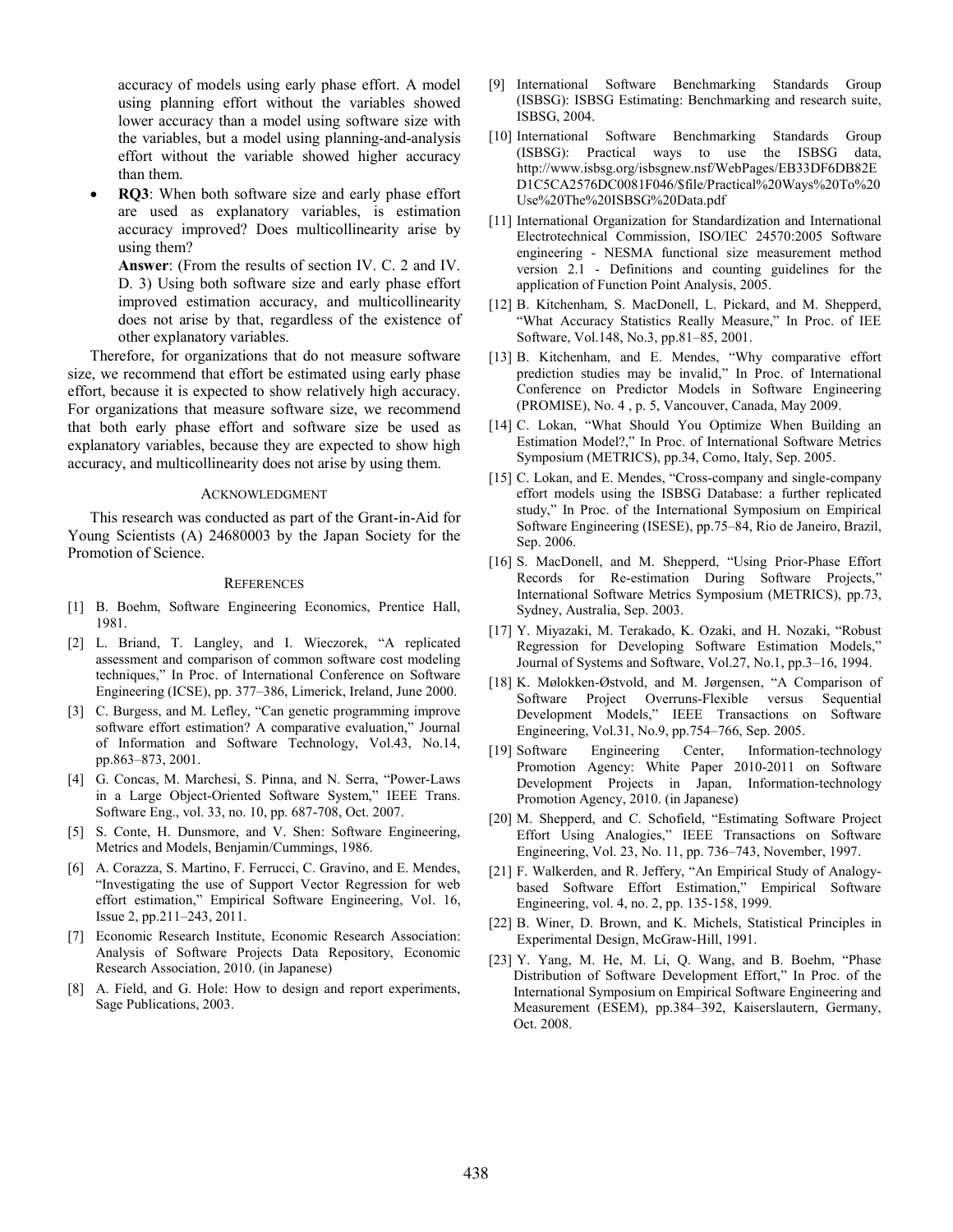accuracy of models using early phase effort. A model using planning effort without the variables showed lower accuracy than a model using software size with the variables, but a model using planning-and-analysis effort without the variable showed higher accuracy than them.

- **RQ3**: When both software size and early phase effort are used as explanatory variables, is estimation accuracy improved? Does multicollinearity arise by using them?

  **Answer**: (From the results of section IV. C. 2 and IV. D. 3) Using both software size and early phase effort improved estimation accuracy, and multicollinearity does not arise by that, regardless of the existence of other explanatory variables.

Therefore, for organizations that do not measure software size, we recommend that effort be estimated using early phase effort, because it is expected to show relatively high accuracy. For organizations that measure software size, we recommend that both early phase effort and software size be used as explanatory variables, because they are expected to show high accuracy, and multicollinearity does not arise by using them.

## Acknowledgment

This research was conducted as part of the Grant-in-Aid for Young Scientists (A) 24680003 by the Japan Society for the Promotion of Science.

## References

[1] B. Boehm, Software Engineering Economics, Prentice Hall, 1981.

[2] L. Briand, T. Langley, and I. Wieczorek, "A replicated assessment and comparison of common software cost modeling techniques," In Proc. of International Conference on Software Engineering (ICSE), pp. 377–386, Limerick, Ireland, June 2000.

[3] C. Burgess, and M. Lefley, "Can genetic programming improve software effort estimation? A comparative evaluation," Journal of Information and Software Technology, Vol.43, No.14, pp.863–873, 2001.

[4] G. Concas, M. Marchesi, S. Pinna, and N. Serra, "Power-Laws in a Large Object-Oriented Software System," IEEE Trans. Software Eng., vol. 33, no. 10, pp. 687-708, Oct. 2007.

[5] S. Conte, H. Dunsmore, and V. Shen: Software Engineering, Metrics and Models, Benjamin/Cummings, 1986.

[6] A. Corazza, S. Martino, F. Ferrucci, C. Gravino, and E. Mendes, "Investigating the use of Support Vector Regression for web effort estimation," Empirical Software Engineering, Vol. 16, Issue 2, pp.211–243, 2011.

[7] Economic Research Institute, Economic Research Association: Analysis of Software Projects Data Repository, Economic Research Association, 2010. (in Japanese)

[8] A. Field, and G. Hole: How to design and report experiments, Sage Publications, 2003.

[9] International Software Benchmarking Standards Group (ISBSG): ISBSG Estimating: Benchmarking and research suite, ISBSG, 2004.

[10] International Software Benchmarking Standards Group (ISBSG): Practical ways to use the ISBSG data, http://www.isbsg.org/isbsgnew.nsf/WebPages/EB33DF6DB82ED1C5CA2576DC0081F046/$file/Practical%20Ways%20To%20Use%20The%20ISBSG%20Data.pdf

[11] International Organization for Standardization and International Electrotechnical Commission, ISO/IEC 24570:2005 Software engineering - NESMA functional size measurement method version 2.1 - Definitions and counting guidelines for the application of Function Point Analysis, 2005.

[12] B. Kitchenham, S. MacDonell, L. Pickard, and M. Shepperd, "What Accuracy Statistics Really Measure," In Proc. of IEE Software, Vol.148, No.3, pp.81–85, 2001.

[13] B. Kitchenham, and E. Mendes, "Why comparative effort prediction studies may be invalid," In Proc. of International Conference on Predictor Models in Software Engineering (PROMISE), No. 4 , p. 5, Vancouver, Canada, May 2009.

[14] C. Lokan, "What Should You Optimize When Building an Estimation Model?," In Proc. of International Software Metrics Symposium (METRICS), pp.34, Como, Italy, Sep. 2005.

[15] C. Lokan, and E. Mendes, "Cross-company and single-company effort models using the ISBSG Database: a further replicated study," In Proc. of the International Symposium on Empirical Software Engineering (ISESE), pp.75–84, Rio de Janeiro, Brazil, Sep. 2006.

[16] S. MacDonell, and M. Shepperd, "Using Prior-Phase Effort Records for Re-estimation During Software Projects," International Software Metrics Symposium (METRICS), pp.73, Sydney, Australia, Sep. 2003.

[17] Y. Miyazaki, M. Terakado, K. Ozaki, and H. Nozaki, "Robust Regression for Developing Software Estimation Models," Journal of Systems and Software, Vol.27, No.1, pp.3–16, 1994.

[18] K. Mølokken-Østvold, and M. Jørgensen, "A Comparison of Software Project Overruns-Flexible versus Sequential Development Models," IEEE Transactions on Software Engineering, Vol.31, No.9, pp.754–766, Sep. 2005.

[19] Software Engineering Center, Information-technology Promotion Agency: White Paper 2010-2011 on Software Development Projects in Japan, Information-technology Promotion Agency, 2010. (in Japanese)

[20] M. Shepperd, and C. Schofield, "Estimating Software Project Effort Using Analogies," IEEE Transactions on Software Engineering, Vol. 23, No. 11, pp. 736–743, November, 1997.

[21] F. Walkerden, and R. Jeffery, "An Empirical Study of Analogy-based Software Effort Estimation," Empirical Software Engineering, vol. 4, no. 2, pp. 135-158, 1999.

[22] B. Winer, D. Brown, and K. Michels, Statistical Principles in Experimental Design, McGraw-Hill, 1991.

[23] Y. Yang, M. He, M. Li, Q. Wang, and B. Boehm, "Phase Distribution of Software Development Effort," In Proc. of the International Symposium on Empirical Software Engineering and Measurement (ESEM), pp.384–392, Kaiserslautern, Germany, Oct. 2008.